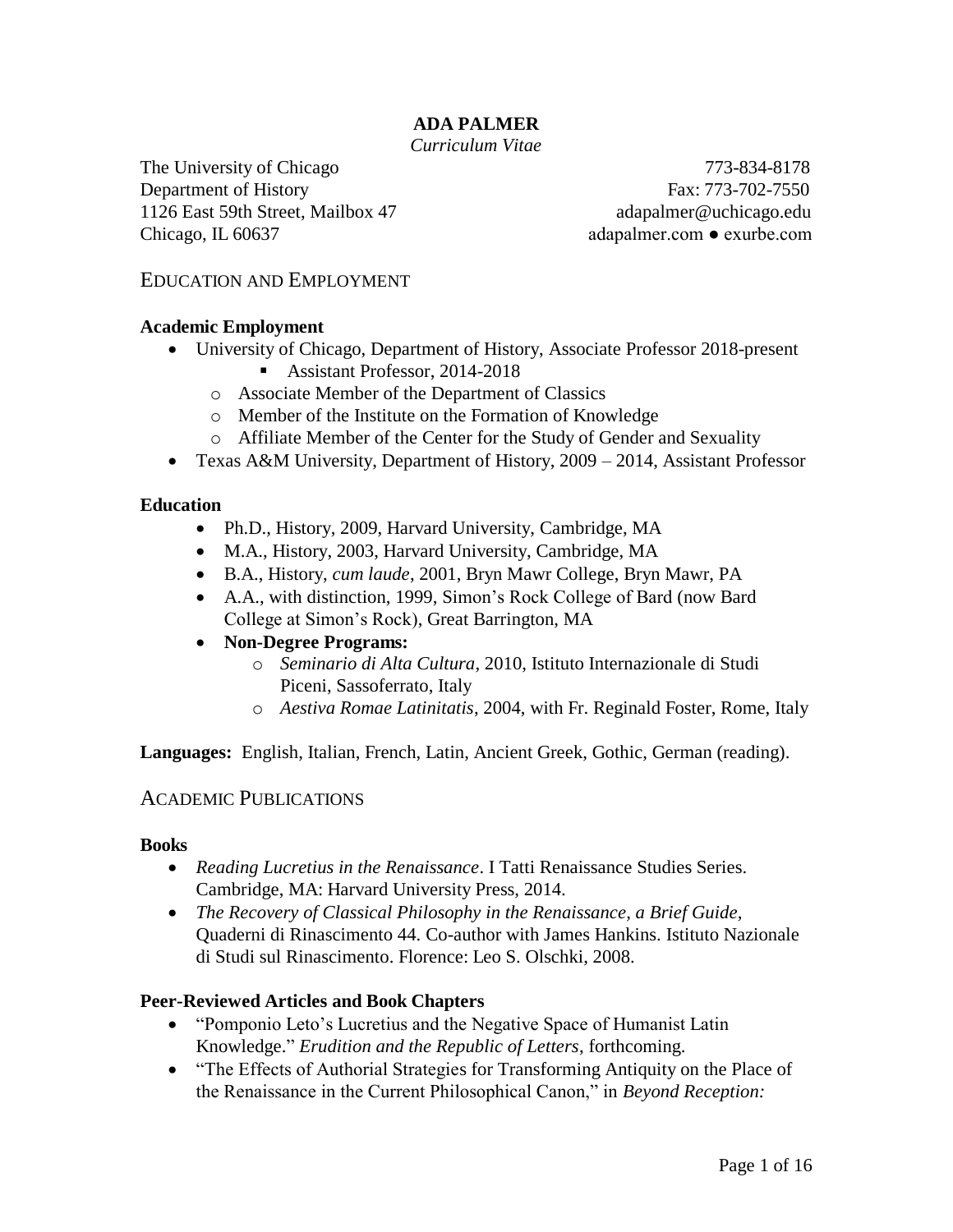# ADA PALMER

*Curriculum Vitae*

The University of Chicago
Department of History
1126 East 59th Street, Mailbox 47
Chicago, IL 60637

773-834-8178
Fax: 773-702-7550
adapalmer@uchicago.edu
adapalmer.com ● exurbe.com

## EDUCATION AND EMPLOYMENT

### Academic Employment

- University of Chicago, Department of History, Associate Professor 2018-present
    - Assistant Professor, 2014-2018
  - Associate Member of the Department of Classics
  - Member of the Institute on the Formation of Knowledge
  - Affiliate Member of the Center for the Study of Gender and Sexuality
- Texas A&M University, Department of History, 2009 – 2014, Assistant Professor

### Education

- Ph.D., History, 2009, Harvard University, Cambridge, MA
- M.A., History, 2003, Harvard University, Cambridge, MA
- B.A., History, *cum laude*, 2001, Bryn Mawr College, Bryn Mawr, PA
- A.A., with distinction, 1999, Simon's Rock College of Bard (now Bard College at Simon's Rock), Great Barrington, MA
- **Non-Degree Programs:**
  - *Seminario di Alta Cultura*, 2010, Istituto Internazionale di Studi Piceni, Sassoferrato, Italy
  - *Aestiva Romae Latinitatis*, 2004, with Fr. Reginald Foster, Rome, Italy

**Languages:** English, Italian, French, Latin, Ancient Greek, Gothic, German (reading).

## ACADEMIC PUBLICATIONS

### Books

- *Reading Lucretius in the Renaissance*. I Tatti Renaissance Studies Series. Cambridge, MA: Harvard University Press, 2014.
- *The Recovery of Classical Philosophy in the Renaissance, a Brief Guide*, Quaderni di Rinascimento 44. Co-author with James Hankins. Istituto Nazionale di Studi sul Rinascimento. Florence: Leo S. Olschki, 2008.

### Peer-Reviewed Articles and Book Chapters

- "Pomponio Leto's Lucretius and the Negative Space of Humanist Latin Knowledge." *Erudition and the Republic of Letters*, forthcoming.
- "The Effects of Authorial Strategies for Transforming Antiquity on the Place of the Renaissance in the Current Philosophical Canon," in *Beyond Reception:*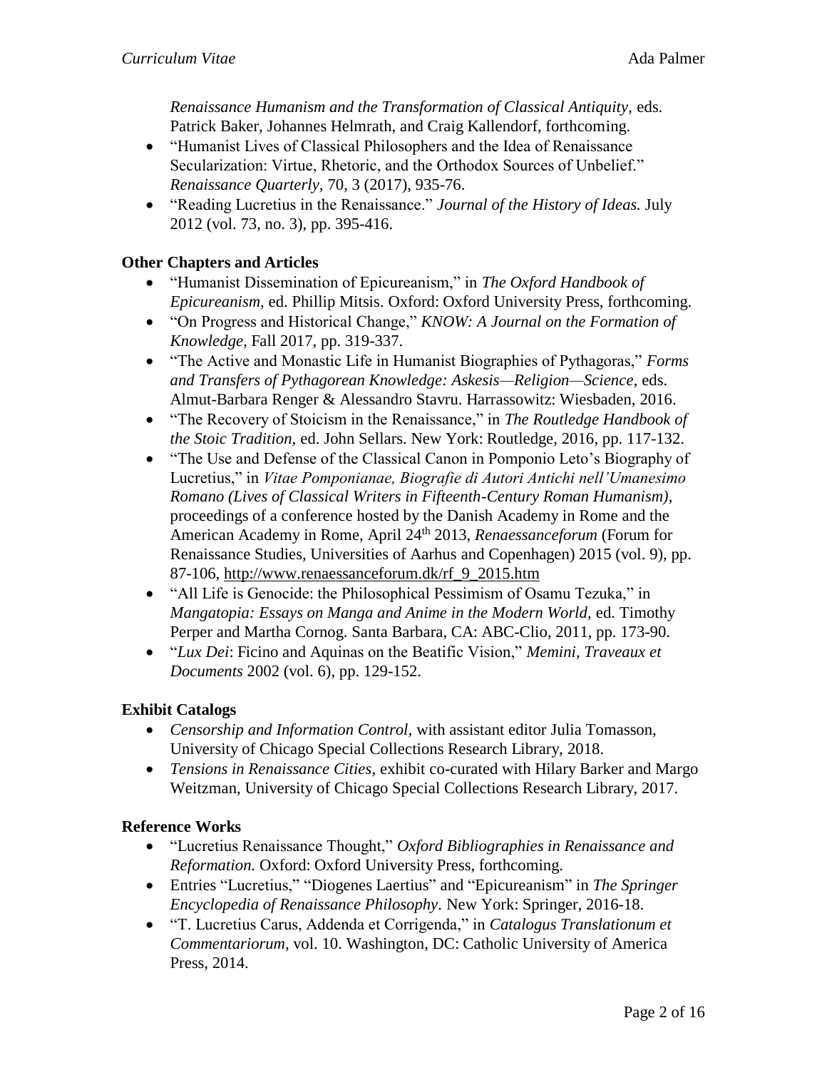*Renaissance Humanism and the Transformation of Classical Antiquity*, eds. Patrick Baker, Johannes Helmrath, and Craig Kallendorf, forthcoming.

- "Humanist Lives of Classical Philosophers and the Idea of Renaissance Secularization: Virtue, Rhetoric, and the Orthodox Sources of Unbelief." *Renaissance Quarterly*, 70, 3 (2017), 935-76.
- "Reading Lucretius in the Renaissance." *Journal of the History of Ideas.* July 2012 (vol. 73, no. 3), pp. 395-416.

**Other Chapters and Articles**

- "Humanist Dissemination of Epicureanism," in *The Oxford Handbook of Epicureanism,* ed. Phillip Mitsis. Oxford: Oxford University Press, forthcoming.
- "On Progress and Historical Change," *KNOW: A Journal on the Formation of Knowledge*, Fall 2017, pp. 319-337.
- "The Active and Monastic Life in Humanist Biographies of Pythagoras," *Forms and Transfers of Pythagorean Knowledge: Askesis—Religion—Science*, eds. Almut-Barbara Renger & Alessandro Stavru. Harrassowitz: Wiesbaden, 2016.
- "The Recovery of Stoicism in the Renaissance," in *The Routledge Handbook of the Stoic Tradition,* ed. John Sellars. New York: Routledge, 2016, pp. 117-132.
- "The Use and Defense of the Classical Canon in Pomponio Leto's Biography of Lucretius," in *Vitae Pomponianae, Biografie di Autori Antichi nell'Umanesimo Romano (Lives of Classical Writers in Fifteenth-Century Roman Humanism)*, proceedings of a conference hosted by the Danish Academy in Rome and the American Academy in Rome, April 24th 2013, *Renaessanceforum* (Forum for Renaissance Studies, Universities of Aarhus and Copenhagen) 2015 (vol. 9), pp. 87-106, http://www.renaessanceforum.dk/rf_9_2015.htm
- "All Life is Genocide: the Philosophical Pessimism of Osamu Tezuka," in *Mangatopia: Essays on Manga and Anime in the Modern World,* ed. Timothy Perper and Martha Cornog. Santa Barbara, CA: ABC-Clio, 2011, pp. 173-90.
- "*Lux Dei*: Ficino and Aquinas on the Beatific Vision," *Memini, Traveaux et Documents* 2002 (vol. 6), pp. 129-152.

**Exhibit Catalogs**

- *Censorship and Information Control*, with assistant editor Julia Tomasson, University of Chicago Special Collections Research Library, 2018.
- *Tensions in Renaissance Cities*, exhibit co-curated with Hilary Barker and Margo Weitzman, University of Chicago Special Collections Research Library, 2017.

**Reference Works**

- "Lucretius Renaissance Thought," *Oxford Bibliographies in Renaissance and Reformation.* Oxford: Oxford University Press, forthcoming.
- Entries "Lucretius," "Diogenes Laertius" and "Epicureanism" in *The Springer Encyclopedia of Renaissance Philosophy*. New York: Springer, 2016-18.
- "T. Lucretius Carus, Addenda et Corrigenda," in *Catalogus Translationum et Commentariorum,* vol. 10. Washington, DC: Catholic University of America Press, 2014.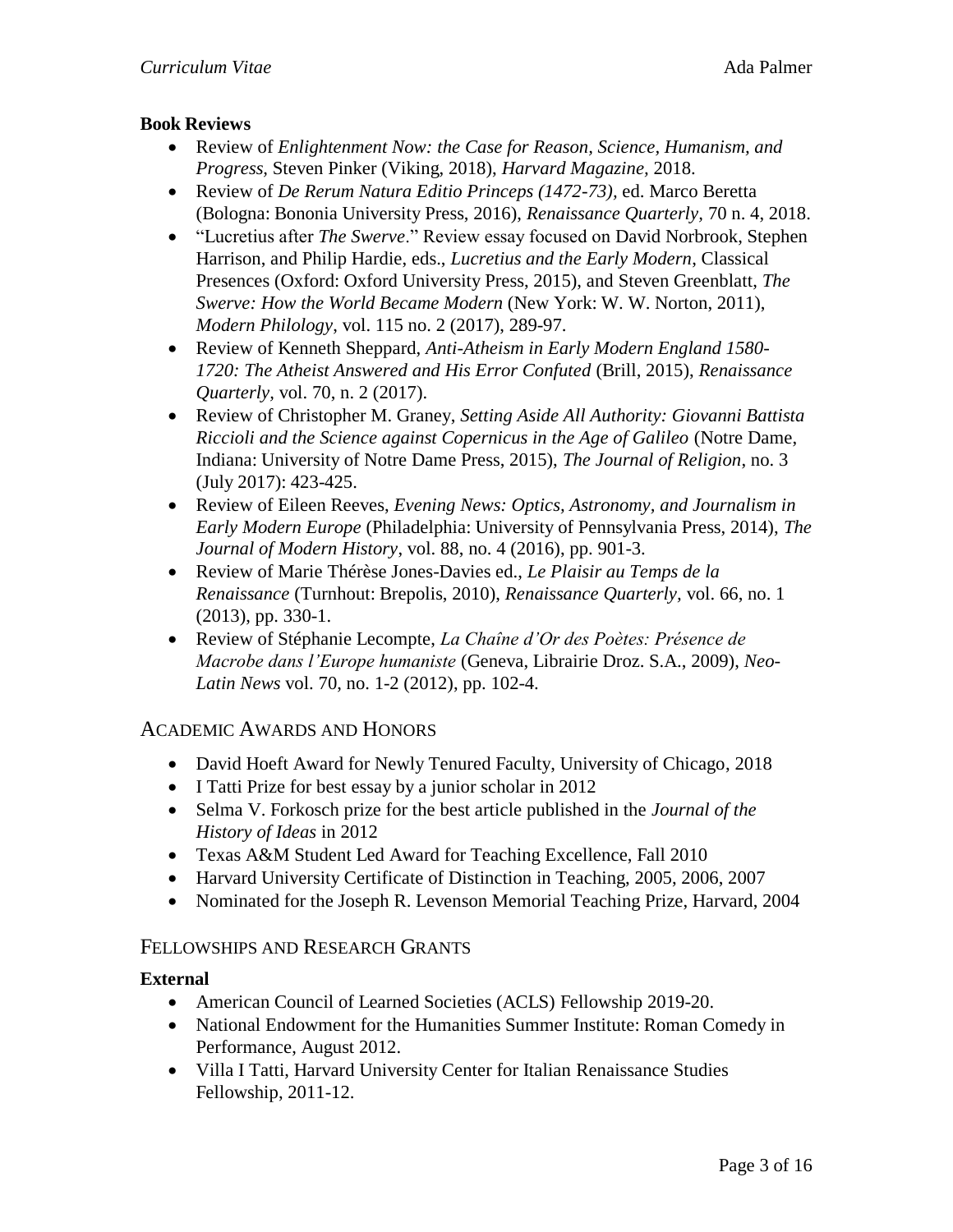### Book Reviews

- Review of *Enlightenment Now: the Case for Reason, Science, Humanism, and Progress,* Steven Pinker (Viking, 2018), *Harvard Magazine*, 2018.
- Review of *De Rerum Natura Editio Princeps (1472-73),* ed. Marco Beretta (Bologna: Bononia University Press, 2016), *Renaissance Quarterly,* 70 n. 4, 2018.
- "Lucretius after *The Swerve*." Review essay focused on David Norbrook, Stephen Harrison, and Philip Hardie, eds., *Lucretius and the Early Modern*, Classical Presences (Oxford: Oxford University Press, 2015), and Steven Greenblatt, *The Swerve: How the World Became Modern* (New York: W. W. Norton, 2011), *Modern Philology*, vol. 115 no. 2 (2017), 289-97.
- Review of Kenneth Sheppard, *Anti-Atheism in Early Modern England 1580-1720: The Atheist Answered and His Error Confuted* (Brill, 2015), *Renaissance Quarterly*, vol. 70, n. 2 (2017).
- Review of Christopher M. Graney, *Setting Aside All Authority: Giovanni Battista Riccioli and the Science against Copernicus in the Age of Galileo* (Notre Dame, Indiana: University of Notre Dame Press, 2015), *The Journal of Religion*, no. 3 (July 2017): 423-425.
- Review of Eileen Reeves, *Evening News: Optics, Astronomy, and Journalism in Early Modern Europe* (Philadelphia: University of Pennsylvania Press, 2014), *The Journal of Modern History*, vol. 88, no. 4 (2016), pp. 901-3.
- Review of Marie Thérèse Jones-Davies ed., *Le Plaisir au Temps de la Renaissance* (Turnhout: Brepolis, 2010), *Renaissance Quarterly,* vol. 66, no. 1 (2013), pp. 330-1.
- Review of Stéphanie Lecompte, *La Chaîne d'Or des Poètes: Présence de Macrobe dans l'Europe humaniste* (Geneva, Librairie Droz. S.A., 2009), *Neo-Latin News* vol. 70, no. 1-2 (2012), pp. 102-4.

## Academic Awards and Honors

- David Hoeft Award for Newly Tenured Faculty, University of Chicago, 2018
- I Tatti Prize for best essay by a junior scholar in 2012
- Selma V. Forkosch prize for the best article published in the *Journal of the History of Ideas* in 2012
- Texas A&M Student Led Award for Teaching Excellence, Fall 2010
- Harvard University Certificate of Distinction in Teaching, 2005, 2006, 2007
- Nominated for the Joseph R. Levenson Memorial Teaching Prize, Harvard, 2004

## Fellowships and Research Grants

### External

- American Council of Learned Societies (ACLS) Fellowship 2019-20.
- National Endowment for the Humanities Summer Institute: Roman Comedy in Performance, August 2012.
- Villa I Tatti, Harvard University Center for Italian Renaissance Studies Fellowship, 2011-12.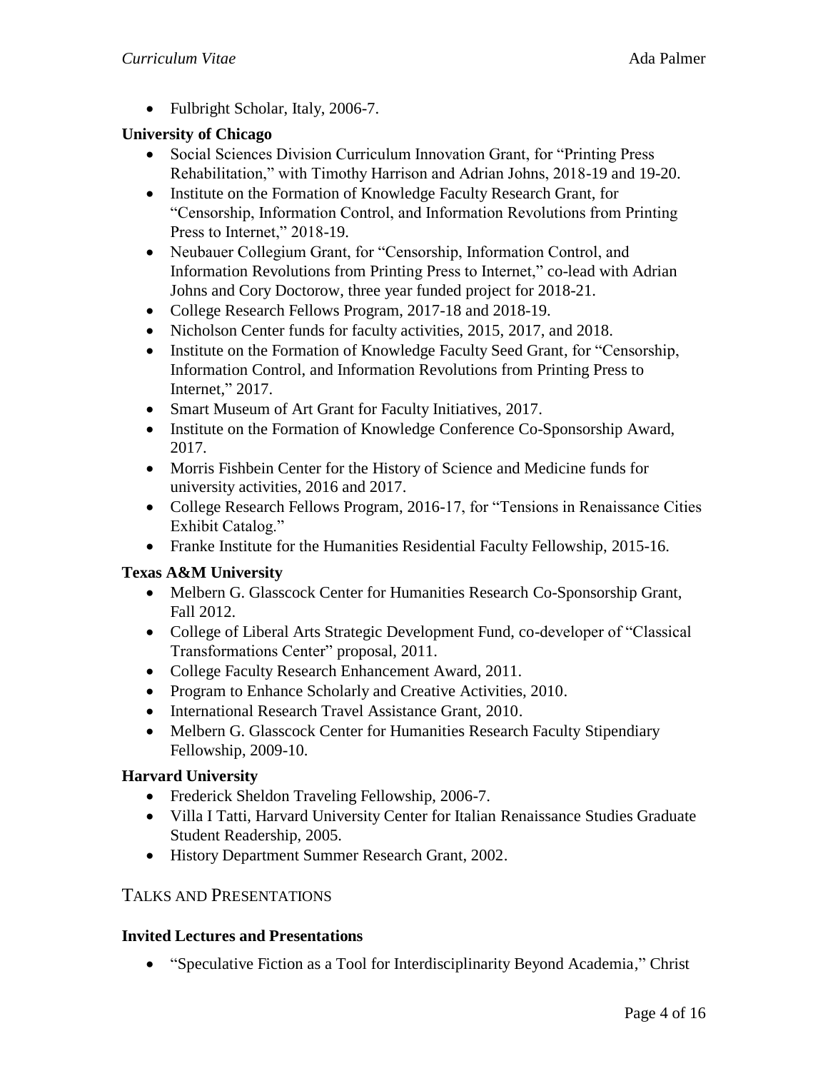- Fulbright Scholar, Italy, 2006-7.

**University of Chicago**

- Social Sciences Division Curriculum Innovation Grant, for "Printing Press Rehabilitation," with Timothy Harrison and Adrian Johns, 2018-19 and 19-20.
- Institute on the Formation of Knowledge Faculty Research Grant, for "Censorship, Information Control, and Information Revolutions from Printing Press to Internet," 2018-19.
- Neubauer Collegium Grant, for "Censorship, Information Control, and Information Revolutions from Printing Press to Internet," co-lead with Adrian Johns and Cory Doctorow, three year funded project for 2018-21.
- College Research Fellows Program, 2017-18 and 2018-19.
- Nicholson Center funds for faculty activities, 2015, 2017, and 2018.
- Institute on the Formation of Knowledge Faculty Seed Grant, for "Censorship, Information Control, and Information Revolutions from Printing Press to Internet," 2017.
- Smart Museum of Art Grant for Faculty Initiatives, 2017.
- Institute on the Formation of Knowledge Conference Co-Sponsorship Award, 2017.
- Morris Fishbein Center for the History of Science and Medicine funds for university activities, 2016 and 2017.
- College Research Fellows Program, 2016-17, for "Tensions in Renaissance Cities Exhibit Catalog."
- Franke Institute for the Humanities Residential Faculty Fellowship, 2015-16.

**Texas A&M University**

- Melbern G. Glasscock Center for Humanities Research Co-Sponsorship Grant, Fall 2012.
- College of Liberal Arts Strategic Development Fund, co-developer of "Classical Transformations Center" proposal, 2011.
- College Faculty Research Enhancement Award, 2011.
- Program to Enhance Scholarly and Creative Activities, 2010.
- International Research Travel Assistance Grant, 2010.
- Melbern G. Glasscock Center for Humanities Research Faculty Stipendiary Fellowship, 2009-10.

**Harvard University**

- Frederick Sheldon Traveling Fellowship, 2006-7.
- Villa I Tatti, Harvard University Center for Italian Renaissance Studies Graduate Student Readership, 2005.
- History Department Summer Research Grant, 2002.

## Talks and Presentations

**Invited Lectures and Presentations**

- "Speculative Fiction as a Tool for Interdisciplinarity Beyond Academia," Christ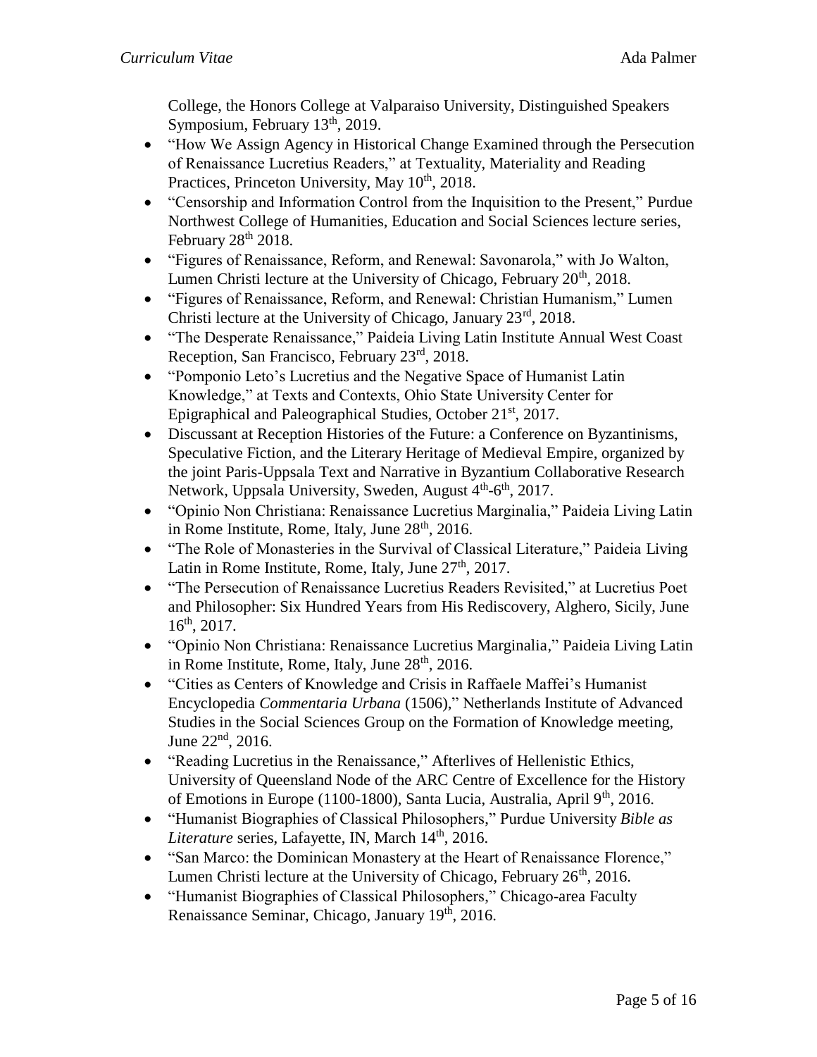College, the Honors College at Valparaiso University, Distinguished Speakers Symposium, February 13th, 2019.

- "How We Assign Agency in Historical Change Examined through the Persecution of Renaissance Lucretius Readers," at Textuality, Materiality and Reading Practices, Princeton University, May 10th, 2018.
- "Censorship and Information Control from the Inquisition to the Present," Purdue Northwest College of Humanities, Education and Social Sciences lecture series, February 28th 2018.
- "Figures of Renaissance, Reform, and Renewal: Savonarola," with Jo Walton, Lumen Christi lecture at the University of Chicago, February 20th, 2018.
- "Figures of Renaissance, Reform, and Renewal: Christian Humanism," Lumen Christi lecture at the University of Chicago, January 23rd, 2018.
- "The Desperate Renaissance," Paideia Living Latin Institute Annual West Coast Reception, San Francisco, February 23rd, 2018.
- "Pomponio Leto's Lucretius and the Negative Space of Humanist Latin Knowledge," at Texts and Contexts, Ohio State University Center for Epigraphical and Paleographical Studies, October 21st, 2017.
- Discussant at Reception Histories of the Future: a Conference on Byzantinisms, Speculative Fiction, and the Literary Heritage of Medieval Empire, organized by the joint Paris-Uppsala Text and Narrative in Byzantium Collaborative Research Network, Uppsala University, Sweden, August 4th-6th, 2017.
- "Opinio Non Christiana: Renaissance Lucretius Marginalia," Paideia Living Latin in Rome Institute, Rome, Italy, June 28th, 2016.
- "The Role of Monasteries in the Survival of Classical Literature," Paideia Living Latin in Rome Institute, Rome, Italy, June 27th, 2017.
- "The Persecution of Renaissance Lucretius Readers Revisited," at Lucretius Poet and Philosopher: Six Hundred Years from His Rediscovery, Alghero, Sicily, June 16th, 2017.
- "Opinio Non Christiana: Renaissance Lucretius Marginalia," Paideia Living Latin in Rome Institute, Rome, Italy, June 28th, 2016.
- "Cities as Centers of Knowledge and Crisis in Raffaele Maffei's Humanist Encyclopedia *Commentaria Urbana* (1506)," Netherlands Institute of Advanced Studies in the Social Sciences Group on the Formation of Knowledge meeting, June 22nd, 2016.
- "Reading Lucretius in the Renaissance," Afterlives of Hellenistic Ethics, University of Queensland Node of the ARC Centre of Excellence for the History of Emotions in Europe (1100-1800), Santa Lucia, Australia, April 9th, 2016.
- "Humanist Biographies of Classical Philosophers," Purdue University *Bible as Literature* series, Lafayette, IN, March 14th, 2016.
- "San Marco: the Dominican Monastery at the Heart of Renaissance Florence," Lumen Christi lecture at the University of Chicago, February 26th, 2016.
- "Humanist Biographies of Classical Philosophers," Chicago-area Faculty Renaissance Seminar, Chicago, January 19th, 2016.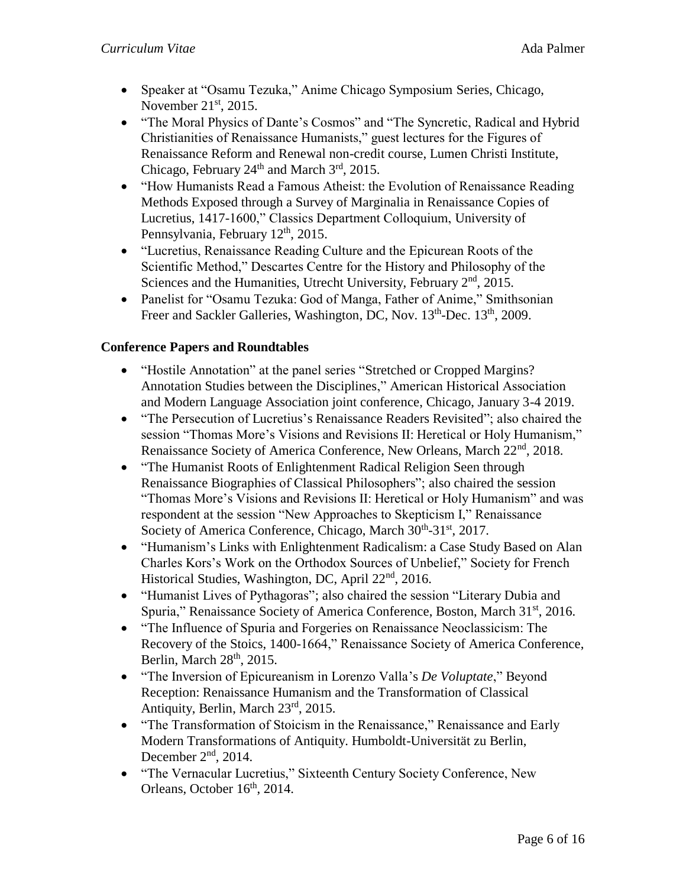- Speaker at "Osamu Tezuka," Anime Chicago Symposium Series, Chicago, November 21st, 2015.
- "The Moral Physics of Dante's Cosmos" and "The Syncretic, Radical and Hybrid Christianities of Renaissance Humanists," guest lectures for the Figures of Renaissance Reform and Renewal non-credit course, Lumen Christi Institute, Chicago, February 24th and March 3rd, 2015.
- "How Humanists Read a Famous Atheist: the Evolution of Renaissance Reading Methods Exposed through a Survey of Marginalia in Renaissance Copies of Lucretius, 1417-1600," Classics Department Colloquium, University of Pennsylvania, February 12th, 2015.
- "Lucretius, Renaissance Reading Culture and the Epicurean Roots of the Scientific Method," Descartes Centre for the History and Philosophy of the Sciences and the Humanities, Utrecht University, February 2nd, 2015.
- Panelist for "Osamu Tezuka: God of Manga, Father of Anime," Smithsonian Freer and Sackler Galleries, Washington, DC, Nov. 13th-Dec. 13th, 2009.

**Conference Papers and Roundtables**

- "Hostile Annotation" at the panel series "Stretched or Cropped Margins? Annotation Studies between the Disciplines," American Historical Association and Modern Language Association joint conference, Chicago, January 3-4 2019.
- "The Persecution of Lucretius's Renaissance Readers Revisited"; also chaired the session "Thomas More's Visions and Revisions II: Heretical or Holy Humanism," Renaissance Society of America Conference, New Orleans, March 22nd, 2018.
- "The Humanist Roots of Enlightenment Radical Religion Seen through Renaissance Biographies of Classical Philosophers"; also chaired the session "Thomas More's Visions and Revisions II: Heretical or Holy Humanism" and was respondent at the session "New Approaches to Skepticism I," Renaissance Society of America Conference, Chicago, March 30th-31st, 2017.
- "Humanism's Links with Enlightenment Radicalism: a Case Study Based on Alan Charles Kors's Work on the Orthodox Sources of Unbelief," Society for French Historical Studies, Washington, DC, April 22nd, 2016.
- "Humanist Lives of Pythagoras"; also chaired the session "Literary Dubia and Spuria," Renaissance Society of America Conference, Boston, March 31st, 2016.
- "The Influence of Spuria and Forgeries on Renaissance Neoclassicism: The Recovery of the Stoics, 1400-1664," Renaissance Society of America Conference, Berlin, March 28th, 2015.
- "The Inversion of Epicureanism in Lorenzo Valla's *De Voluptate*," Beyond Reception: Renaissance Humanism and the Transformation of Classical Antiquity, Berlin, March 23rd, 2015.
- "The Transformation of Stoicism in the Renaissance," Renaissance and Early Modern Transformations of Antiquity. Humboldt-Universität zu Berlin, December 2nd, 2014.
- "The Vernacular Lucretius," Sixteenth Century Society Conference, New Orleans, October 16th, 2014.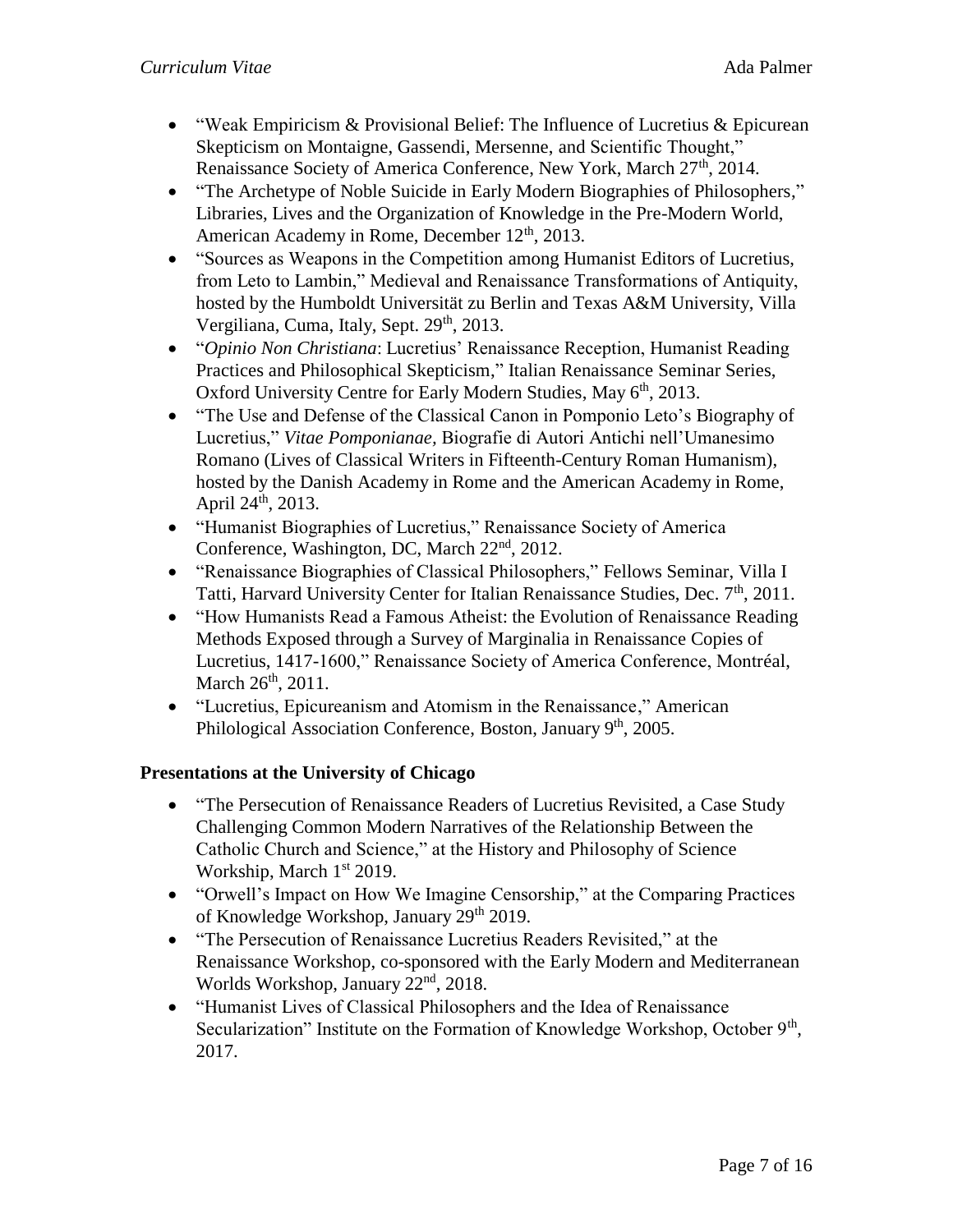- "Weak Empiricism & Provisional Belief: The Influence of Lucretius & Epicurean Skepticism on Montaigne, Gassendi, Mersenne, and Scientific Thought," Renaissance Society of America Conference, New York, March 27th, 2014.
- "The Archetype of Noble Suicide in Early Modern Biographies of Philosophers," Libraries, Lives and the Organization of Knowledge in the Pre-Modern World, American Academy in Rome, December 12th, 2013.
- "Sources as Weapons in the Competition among Humanist Editors of Lucretius, from Leto to Lambin," Medieval and Renaissance Transformations of Antiquity, hosted by the Humboldt Universität zu Berlin and Texas A&M University, Villa Vergiliana, Cuma, Italy, Sept. 29th, 2013.
- "*Opinio Non Christiana*: Lucretius' Renaissance Reception, Humanist Reading Practices and Philosophical Skepticism," Italian Renaissance Seminar Series, Oxford University Centre for Early Modern Studies, May 6th, 2013.
- "The Use and Defense of the Classical Canon in Pomponio Leto's Biography of Lucretius," *Vitae Pomponianae,* Biografie di Autori Antichi nell'Umanesimo Romano (Lives of Classical Writers in Fifteenth-Century Roman Humanism), hosted by the Danish Academy in Rome and the American Academy in Rome, April 24th, 2013.
- "Humanist Biographies of Lucretius," Renaissance Society of America Conference, Washington, DC, March 22nd, 2012.
- "Renaissance Biographies of Classical Philosophers," Fellows Seminar, Villa I Tatti, Harvard University Center for Italian Renaissance Studies, Dec. 7th, 2011.
- "How Humanists Read a Famous Atheist: the Evolution of Renaissance Reading Methods Exposed through a Survey of Marginalia in Renaissance Copies of Lucretius, 1417-1600," Renaissance Society of America Conference, Montréal, March 26th, 2011.
- "Lucretius, Epicureanism and Atomism in the Renaissance," American Philological Association Conference, Boston, January 9th, 2005.

**Presentations at the University of Chicago**

- "The Persecution of Renaissance Readers of Lucretius Revisited, a Case Study Challenging Common Modern Narratives of the Relationship Between the Catholic Church and Science," at the History and Philosophy of Science Workshop, March 1st 2019.
- "Orwell's Impact on How We Imagine Censorship," at the Comparing Practices of Knowledge Workshop, January 29th 2019.
- "The Persecution of Renaissance Lucretius Readers Revisited," at the Renaissance Workshop, co-sponsored with the Early Modern and Mediterranean Worlds Workshop, January 22nd, 2018.
- "Humanist Lives of Classical Philosophers and the Idea of Renaissance Secularization" Institute on the Formation of Knowledge Workshop, October 9th, 2017.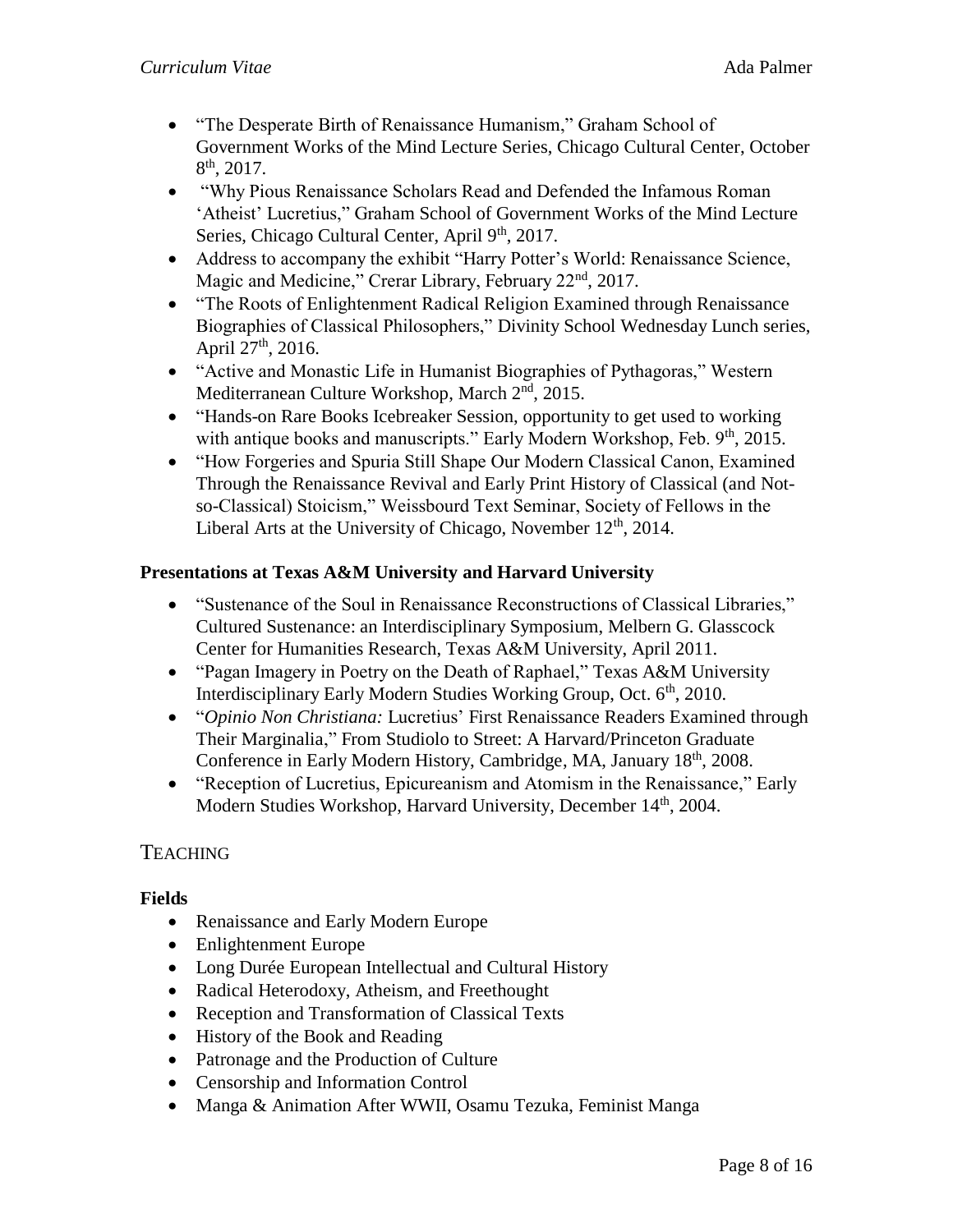- “The Desperate Birth of Renaissance Humanism,” Graham School of Government Works of the Mind Lecture Series, Chicago Cultural Center, October 8th, 2017.
- “Why Pious Renaissance Scholars Read and Defended the Infamous Roman ‘Atheist’ Lucretius,” Graham School of Government Works of the Mind Lecture Series, Chicago Cultural Center, April 9th, 2017.
- Address to accompany the exhibit “Harry Potter’s World: Renaissance Science, Magic and Medicine,” Crerar Library, February 22nd, 2017.
- “The Roots of Enlightenment Radical Religion Examined through Renaissance Biographies of Classical Philosophers,” Divinity School Wednesday Lunch series, April 27th, 2016.
- “Active and Monastic Life in Humanist Biographies of Pythagoras,” Western Mediterranean Culture Workshop, March 2nd, 2015.
- “Hands-on Rare Books Icebreaker Session, opportunity to get used to working with antique books and manuscripts.” Early Modern Workshop, Feb. 9th, 2015.
- “How Forgeries and Spuria Still Shape Our Modern Classical Canon, Examined Through the Renaissance Revival and Early Print History of Classical (and Not-so-Classical) Stoicism,” Weissbourd Text Seminar, Society of Fellows in the Liberal Arts at the University of Chicago, November 12th, 2014.

**Presentations at Texas A&M University and Harvard University**

- “Sustenance of the Soul in Renaissance Reconstructions of Classical Libraries,” Cultured Sustenance: an Interdisciplinary Symposium, Melbern G. Glasscock Center for Humanities Research, Texas A&M University, April 2011.
- “Pagan Imagery in Poetry on the Death of Raphael,” Texas A&M University Interdisciplinary Early Modern Studies Working Group, Oct. 6th, 2010.
- “*Opinio Non Christiana:* Lucretius’ First Renaissance Readers Examined through Their Marginalia,” From Studiolo to Street: A Harvard/Princeton Graduate Conference in Early Modern History, Cambridge, MA, January 18th, 2008.
- “Reception of Lucretius, Epicureanism and Atomism in the Renaissance,” Early Modern Studies Workshop, Harvard University, December 14th, 2004.

## TEACHING

**Fields**

- Renaissance and Early Modern Europe
- Enlightenment Europe
- Long Durée European Intellectual and Cultural History
- Radical Heterodoxy, Atheism, and Freethought
- Reception and Transformation of Classical Texts
- History of the Book and Reading
- Patronage and the Production of Culture
- Censorship and Information Control
- Manga & Animation After WWII, Osamu Tezuka, Feminist Manga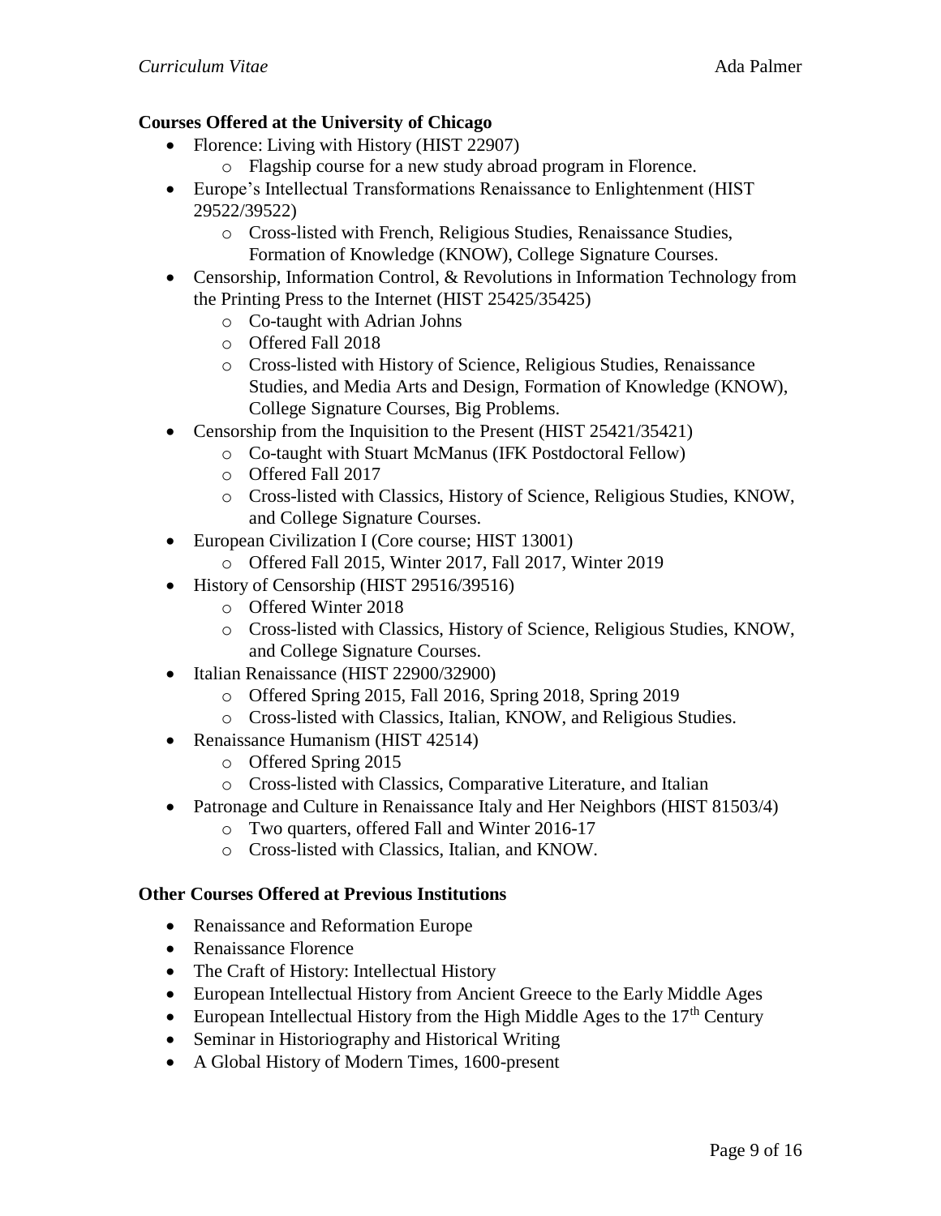**Courses Offered at the University of Chicago**

- Florence: Living with History (HIST 22907)
  - Flagship course for a new study abroad program in Florence.
- Europe's Intellectual Transformations Renaissance to Enlightenment (HIST 29522/39522)
  - Cross-listed with French, Religious Studies, Renaissance Studies, Formation of Knowledge (KNOW), College Signature Courses.
- Censorship, Information Control, & Revolutions in Information Technology from the Printing Press to the Internet (HIST 25425/35425)
  - Co-taught with Adrian Johns
  - Offered Fall 2018
  - Cross-listed with History of Science, Religious Studies, Renaissance Studies, and Media Arts and Design, Formation of Knowledge (KNOW), College Signature Courses, Big Problems.
- Censorship from the Inquisition to the Present (HIST 25421/35421)
  - Co-taught with Stuart McManus (IFK Postdoctoral Fellow)
  - Offered Fall 2017
  - Cross-listed with Classics, History of Science, Religious Studies, KNOW, and College Signature Courses.
- European Civilization I (Core course; HIST 13001)
  - Offered Fall 2015, Winter 2017, Fall 2017, Winter 2019
- History of Censorship (HIST 29516/39516)
  - Offered Winter 2018
  - Cross-listed with Classics, History of Science, Religious Studies, KNOW, and College Signature Courses.
- Italian Renaissance (HIST 22900/32900)
  - Offered Spring 2015, Fall 2016, Spring 2018, Spring 2019
  - Cross-listed with Classics, Italian, KNOW, and Religious Studies.
- Renaissance Humanism (HIST 42514)
  - Offered Spring 2015
  - Cross-listed with Classics, Comparative Literature, and Italian
- Patronage and Culture in Renaissance Italy and Her Neighbors (HIST 81503/4)
  - Two quarters, offered Fall and Winter 2016-17
  - Cross-listed with Classics, Italian, and KNOW.

**Other Courses Offered at Previous Institutions**

- Renaissance and Reformation Europe
- Renaissance Florence
- The Craft of History: Intellectual History
- European Intellectual History from Ancient Greece to the Early Middle Ages
- European Intellectual History from the High Middle Ages to the 17th Century
- Seminar in Historiography and Historical Writing
- A Global History of Modern Times, 1600-present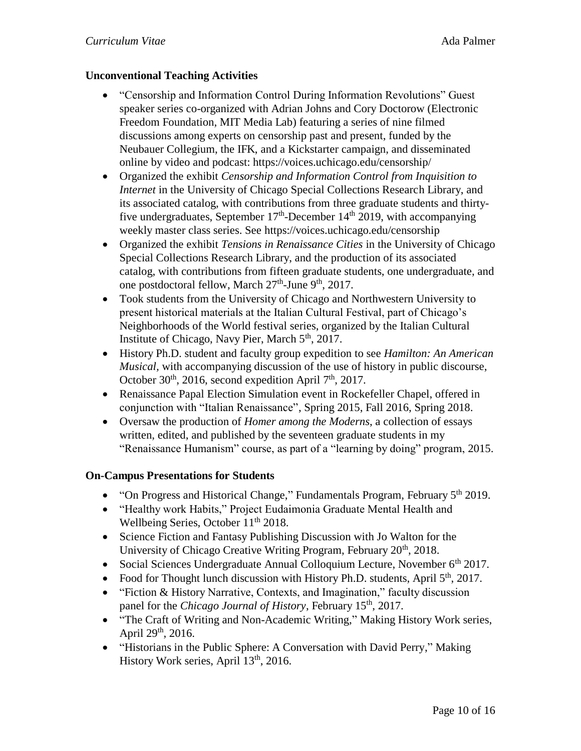### Unconventional Teaching Activities

- "Censorship and Information Control During Information Revolutions" Guest speaker series co-organized with Adrian Johns and Cory Doctorow (Electronic Freedom Foundation, MIT Media Lab) featuring a series of nine filmed discussions among experts on censorship past and present, funded by the Neubauer Collegium, the IFK, and a Kickstarter campaign, and disseminated online by video and podcast: https://voices.uchicago.edu/censorship/
- Organized the exhibit *Censorship and Information Control from Inquisition to Internet* in the University of Chicago Special Collections Research Library, and its associated catalog, with contributions from three graduate students and thirty-five undergraduates, September 17th-December 14th 2019, with accompanying weekly master class series. See https://voices.uchicago.edu/censorship
- Organized the exhibit *Tensions in Renaissance Cities* in the University of Chicago Special Collections Research Library, and the production of its associated catalog, with contributions from fifteen graduate students, one undergraduate, and one postdoctoral fellow, March 27th-June 9th, 2017.
- Took students from the University of Chicago and Northwestern University to present historical materials at the Italian Cultural Festival, part of Chicago's Neighborhoods of the World festival series, organized by the Italian Cultural Institute of Chicago, Navy Pier, March 5th, 2017.
- History Ph.D. student and faculty group expedition to see *Hamilton: An American Musical*, with accompanying discussion of the use of history in public discourse, October 30th, 2016, second expedition April 7th, 2017.
- Renaissance Papal Election Simulation event in Rockefeller Chapel, offered in conjunction with "Italian Renaissance", Spring 2015, Fall 2016, Spring 2018.
- Oversaw the production of *Homer among the Moderns*, a collection of essays written, edited, and published by the seventeen graduate students in my "Renaissance Humanism" course, as part of a "learning by doing" program, 2015.

### On-Campus Presentations for Students

- "On Progress and Historical Change," Fundamentals Program, February 5th 2019.
- "Healthy work Habits," Project Eudaimonia Graduate Mental Health and Wellbeing Series, October 11th 2018.
- Science Fiction and Fantasy Publishing Discussion with Jo Walton for the University of Chicago Creative Writing Program, February 20th, 2018.
- Social Sciences Undergraduate Annual Colloquium Lecture, November 6th 2017.
- Food for Thought lunch discussion with History Ph.D. students, April 5th, 2017.
- "Fiction & History Narrative, Contexts, and Imagination," faculty discussion panel for the *Chicago Journal of History*, February 15th, 2017.
- "The Craft of Writing and Non-Academic Writing," Making History Work series, April 29th, 2016.
- "Historians in the Public Sphere: A Conversation with David Perry," Making History Work series, April 13th, 2016.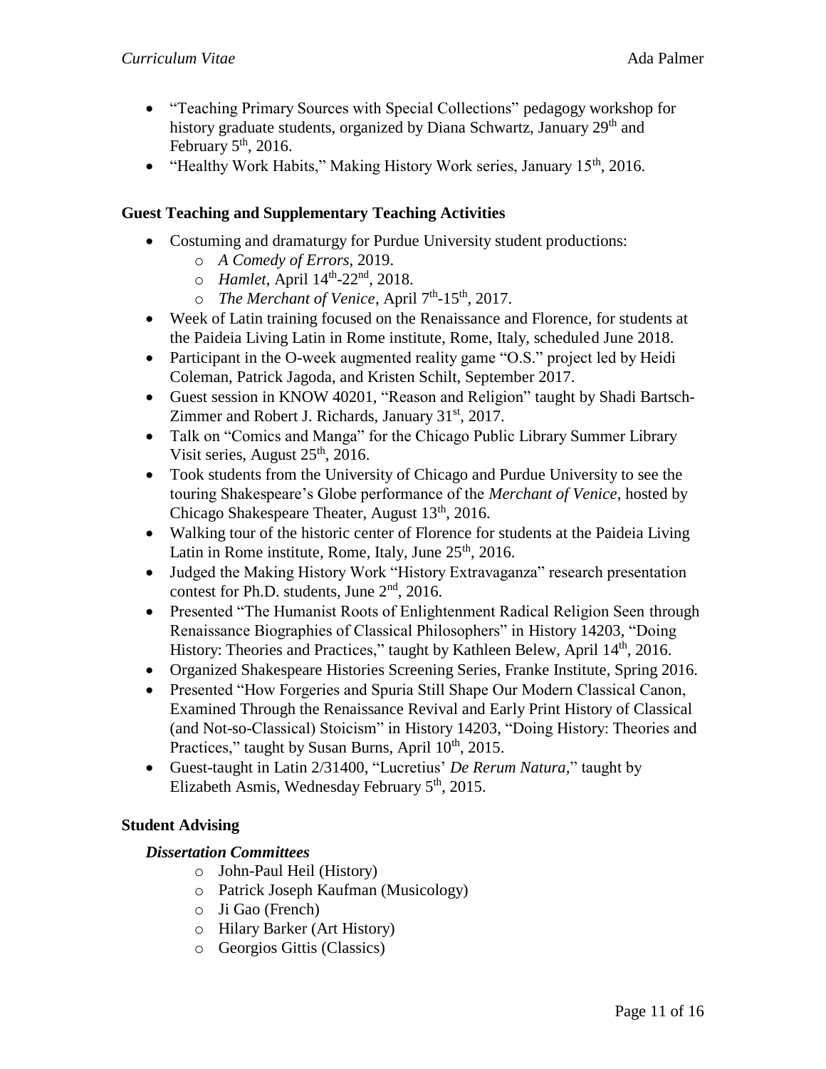- "Teaching Primary Sources with Special Collections" pedagogy workshop for history graduate students, organized by Diana Schwartz, January 29th and February 5th, 2016.
- "Healthy Work Habits," Making History Work series, January 15th, 2016.

### Guest Teaching and Supplementary Teaching Activities

- Costuming and dramaturgy for Purdue University student productions:
  - *A Comedy of Errors*, 2019.
  - *Hamlet*, April 14th-22nd, 2018.
  - *The Merchant of Venice*, April 7th-15th, 2017.
- Week of Latin training focused on the Renaissance and Florence, for students at the Paideia Living Latin in Rome institute, Rome, Italy, scheduled June 2018.
- Participant in the O-week augmented reality game "O.S." project led by Heidi Coleman, Patrick Jagoda, and Kristen Schilt, September 2017.
- Guest session in KNOW 40201, "Reason and Religion" taught by Shadi Bartsch-Zimmer and Robert J. Richards, January 31st, 2017.
- Talk on "Comics and Manga" for the Chicago Public Library Summer Library Visit series, August 25th, 2016.
- Took students from the University of Chicago and Purdue University to see the touring Shakespeare's Globe performance of the *Merchant of Venice*, hosted by Chicago Shakespeare Theater, August 13th, 2016.
- Walking tour of the historic center of Florence for students at the Paideia Living Latin in Rome institute, Rome, Italy, June 25th, 2016.
- Judged the Making History Work "History Extravaganza" research presentation contest for Ph.D. students, June 2nd, 2016.
- Presented "The Humanist Roots of Enlightenment Radical Religion Seen through Renaissance Biographies of Classical Philosophers" in History 14203, "Doing History: Theories and Practices," taught by Kathleen Belew, April 14th, 2016.
- Organized Shakespeare Histories Screening Series, Franke Institute, Spring 2016.
- Presented "How Forgeries and Spuria Still Shape Our Modern Classical Canon, Examined Through the Renaissance Revival and Early Print History of Classical (and Not-so-Classical) Stoicism" in History 14203, "Doing History: Theories and Practices," taught by Susan Burns, April 10th, 2015.
- Guest-taught in Latin 2/31400, "Lucretius' *De Rerum Natura*," taught by Elizabeth Asmis, Wednesday February 5th, 2015.

### Student Advising

#### *Dissertation Committees*

- John-Paul Heil (History)
- Patrick Joseph Kaufman (Musicology)
- Ji Gao (French)
- Hilary Barker (Art History)
- Georgios Gittis (Classics)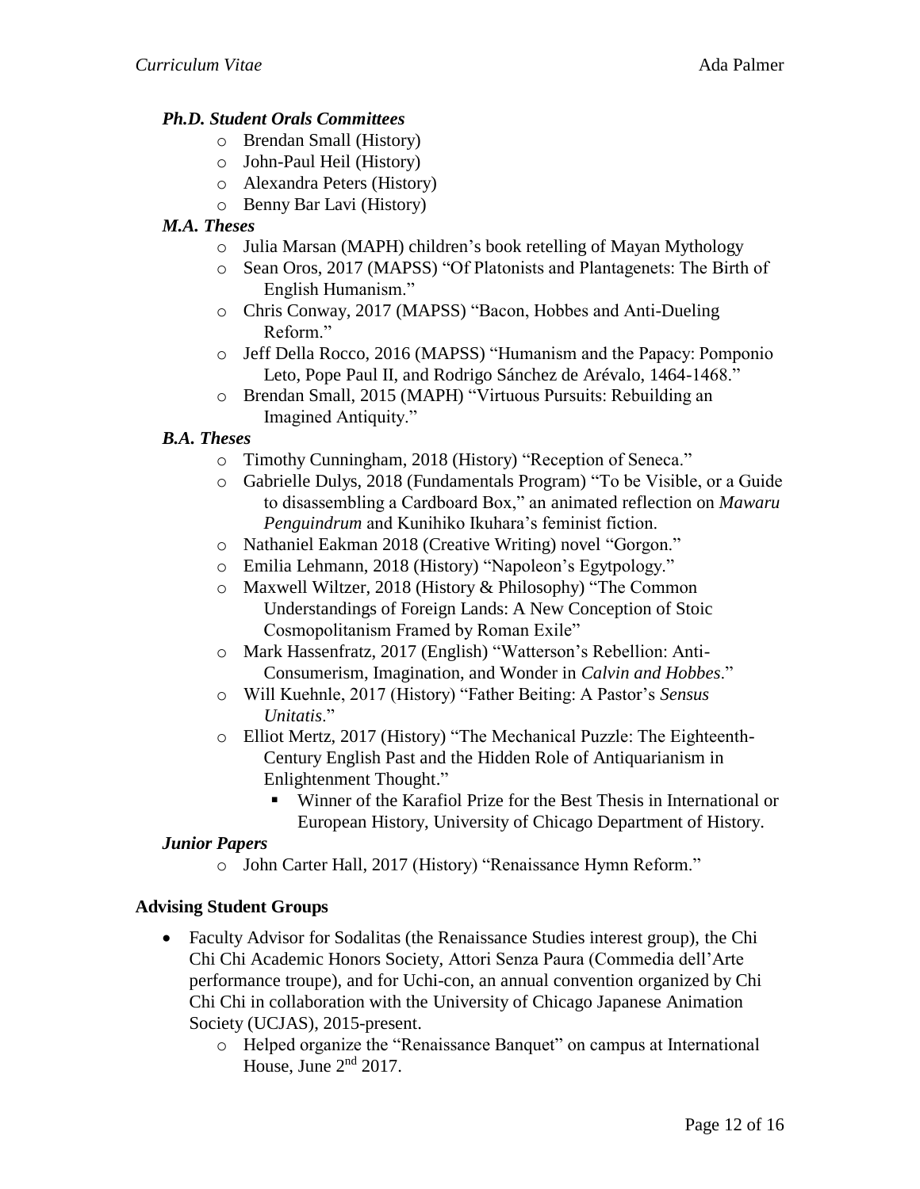### *Ph.D. Student Orals Committees*

- Brendan Small (History)
- John-Paul Heil (History)
- Alexandra Peters (History)
- Benny Bar Lavi (History)

### *M.A. Theses*

- Julia Marsan (MAPH) children's book retelling of Mayan Mythology
- Sean Oros, 2017 (MAPSS) "Of Platonists and Plantagenets: The Birth of English Humanism."
- Chris Conway, 2017 (MAPSS) "Bacon, Hobbes and Anti-Dueling Reform."
- Jeff Della Rocco, 2016 (MAPSS) "Humanism and the Papacy: Pomponio Leto, Pope Paul II, and Rodrigo Sánchez de Arévalo, 1464-1468."
- Brendan Small, 2015 (MAPH) "Virtuous Pursuits: Rebuilding an Imagined Antiquity."

### *B.A. Theses*

- Timothy Cunningham, 2018 (History) "Reception of Seneca."
- Gabrielle Dulys, 2018 (Fundamentals Program) "To be Visible, or a Guide to disassembling a Cardboard Box," an animated reflection on *Mawaru Penguindrum* and Kunihiko Ikuhara's feminist fiction.
- Nathaniel Eakman 2018 (Creative Writing) novel "Gorgon."
- Emilia Lehmann, 2018 (History) "Napoleon's Egytpology."
- Maxwell Wiltzer, 2018 (History & Philosophy) "The Common Understandings of Foreign Lands: A New Conception of Stoic Cosmopolitanism Framed by Roman Exile"
- Mark Hassenfratz, 2017 (English) "Watterson's Rebellion: Anti-Consumerism, Imagination, and Wonder in *Calvin and Hobbes*."
- Will Kuehnle, 2017 (History) "Father Beiting: A Pastor's *Sensus Unitatis*."
- Elliot Mertz, 2017 (History) "The Mechanical Puzzle: The Eighteenth-Century English Past and the Hidden Role of Antiquarianism in Enlightenment Thought."
  - Winner of the Karafiol Prize for the Best Thesis in International or European History, University of Chicago Department of History.

### *Junior Papers*

- John Carter Hall, 2017 (History) "Renaissance Hymn Reform."

## **Advising Student Groups**

- Faculty Advisor for Sodalitas (the Renaissance Studies interest group), the Chi Chi Chi Academic Honors Society, Attori Senza Paura (Commedia dell'Arte performance troupe), and for Uchi-con, an annual convention organized by Chi Chi Chi in collaboration with the University of Chicago Japanese Animation Society (UCJAS), 2015-present.
  - Helped organize the "Renaissance Banquet" on campus at International House, June 2nd 2017.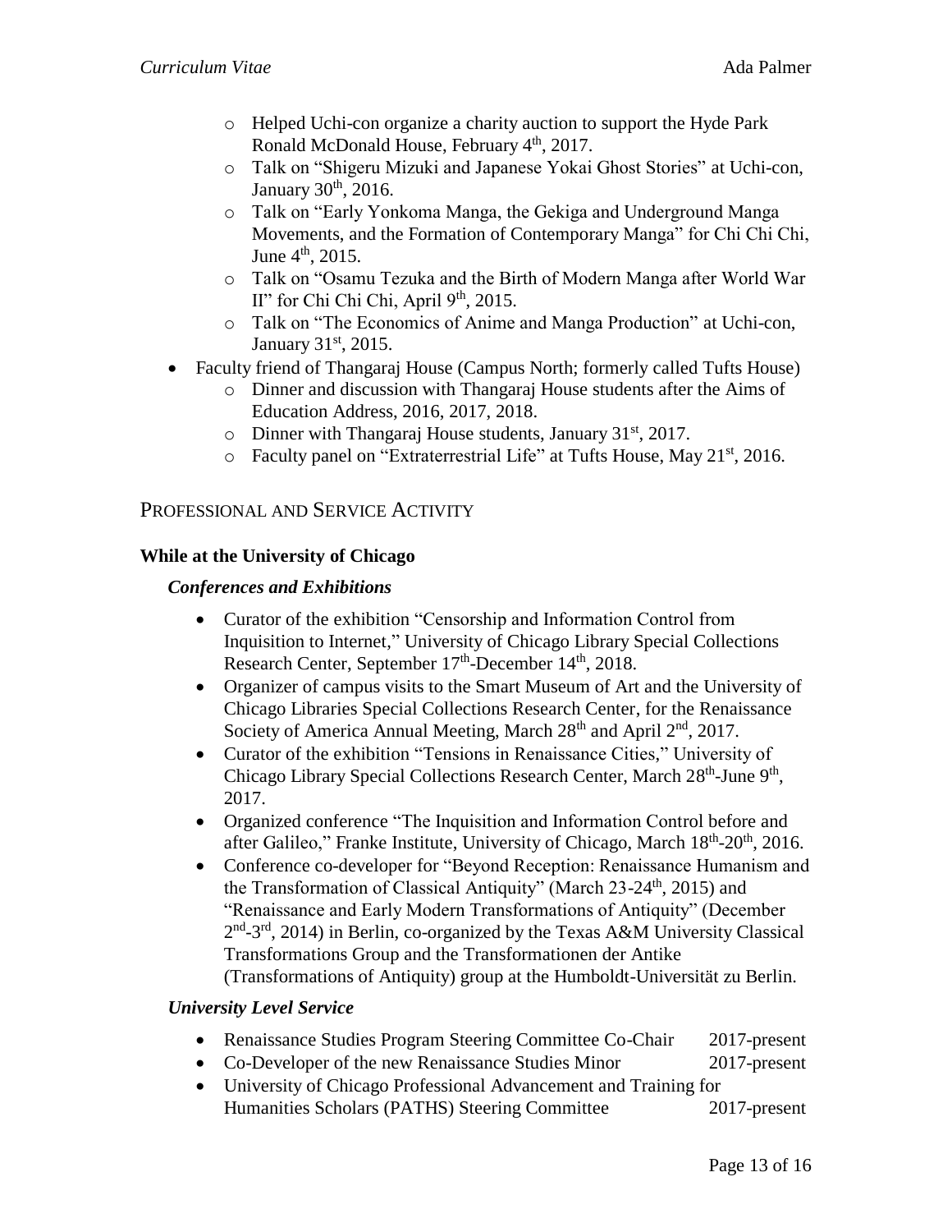- Helped Uchi-con organize a charity auction to support the Hyde Park Ronald McDonald House, February 4th, 2017.
- Talk on "Shigeru Mizuki and Japanese Yokai Ghost Stories" at Uchi-con, January 30th, 2016.
- Talk on "Early Yonkoma Manga, the Gekiga and Underground Manga Movements, and the Formation of Contemporary Manga" for Chi Chi Chi, June 4th, 2015.
- Talk on "Osamu Tezuka and the Birth of Modern Manga after World War II" for Chi Chi Chi, April 9th, 2015.
- Talk on "The Economics of Anime and Manga Production" at Uchi-con, January 31st, 2015.

- Faculty friend of Thangaraj House (Campus North; formerly called Tufts House)
  - Dinner and discussion with Thangaraj House students after the Aims of Education Address, 2016, 2017, 2018.
  - Dinner with Thangaraj House students, January 31st, 2017.
  - Faculty panel on "Extraterrestrial Life" at Tufts House, May 21st, 2016.

## PROFESSIONAL AND SERVICE ACTIVITY

### While at the University of Chicago

#### *Conferences and Exhibitions*

- Curator of the exhibition "Censorship and Information Control from Inquisition to Internet," University of Chicago Library Special Collections Research Center, September 17th-December 14th, 2018.
- Organizer of campus visits to the Smart Museum of Art and the University of Chicago Libraries Special Collections Research Center, for the Renaissance Society of America Annual Meeting, March 28th and April 2nd, 2017.
- Curator of the exhibition "Tensions in Renaissance Cities," University of Chicago Library Special Collections Research Center, March 28th-June 9th, 2017.
- Organized conference "The Inquisition and Information Control before and after Galileo," Franke Institute, University of Chicago, March 18th-20th, 2016.
- Conference co-developer for "Beyond Reception: Renaissance Humanism and the Transformation of Classical Antiquity" (March 23-24th, 2015) and "Renaissance and Early Modern Transformations of Antiquity" (December 2nd-3rd, 2014) in Berlin, co-organized by the Texas A&M University Classical Transformations Group and the Transformationen der Antike (Transformations of Antiquity) group at the Humboldt-Universität zu Berlin.

#### *University Level Service*

- Renaissance Studies Program Steering Committee Co-Chair — 2017-present
- Co-Developer of the new Renaissance Studies Minor — 2017-present
- University of Chicago Professional Advancement and Training for Humanities Scholars (PATHS) Steering Committee — 2017-present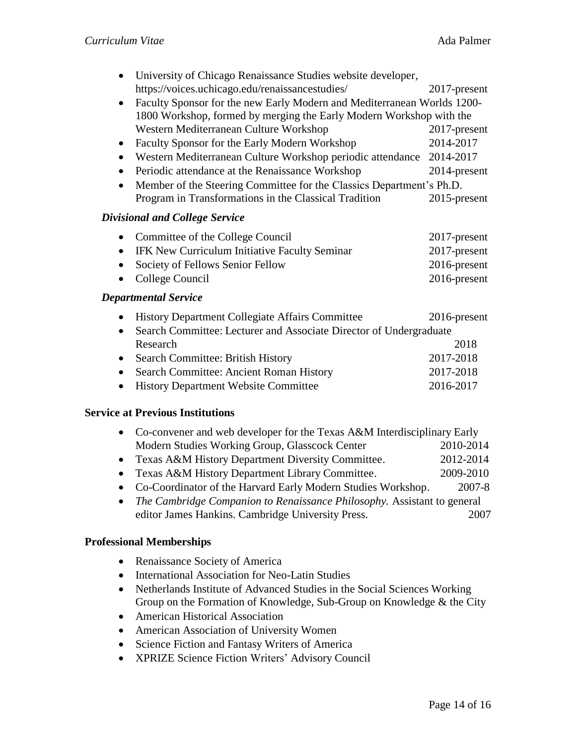- University of Chicago Renaissance Studies website developer, https://voices.uchicago.edu/renaissancestudies/ 2017-present
- Faculty Sponsor for the new Early Modern and Mediterranean Worlds 1200-1800 Workshop, formed by merging the Early Modern Workshop with the Western Mediterranean Culture Workshop 2017-present
- Faculty Sponsor for the Early Modern Workshop 2014-2017
- Western Mediterranean Culture Workshop periodic attendance 2014-2017
- Periodic attendance at the Renaissance Workshop 2014-present
- Member of the Steering Committee for the Classics Department's Ph.D. Program in Transformations in the Classical Tradition 2015-present

### *Divisional and College Service*

- Committee of the College Council 2017-present
- IFK New Curriculum Initiative Faculty Seminar 2017-present
- Society of Fellows Senior Fellow 2016-present
- College Council 2016-present

### *Departmental Service*

- History Department Collegiate Affairs Committee 2016-present
- Search Committee: Lecturer and Associate Director of Undergraduate Research 2018
- Search Committee: British History 2017-2018
- Search Committee: Ancient Roman History 2017-2018
- History Department Website Committee 2016-2017

## Service at Previous Institutions

- Co-convener and web developer for the Texas A&M Interdisciplinary Early Modern Studies Working Group, Glasscock Center 2010-2014
- Texas A&M History Department Diversity Committee. 2012-2014
- Texas A&M History Department Library Committee. 2009-2010
- Co-Coordinator of the Harvard Early Modern Studies Workshop. 2007-8
- *The Cambridge Companion to Renaissance Philosophy.* Assistant to general editor James Hankins. Cambridge University Press. 2007

## Professional Memberships

- Renaissance Society of America
- International Association for Neo-Latin Studies
- Netherlands Institute of Advanced Studies in the Social Sciences Working Group on the Formation of Knowledge, Sub-Group on Knowledge & the City
- American Historical Association
- American Association of University Women
- Science Fiction and Fantasy Writers of America
- XPRIZE Science Fiction Writers' Advisory Council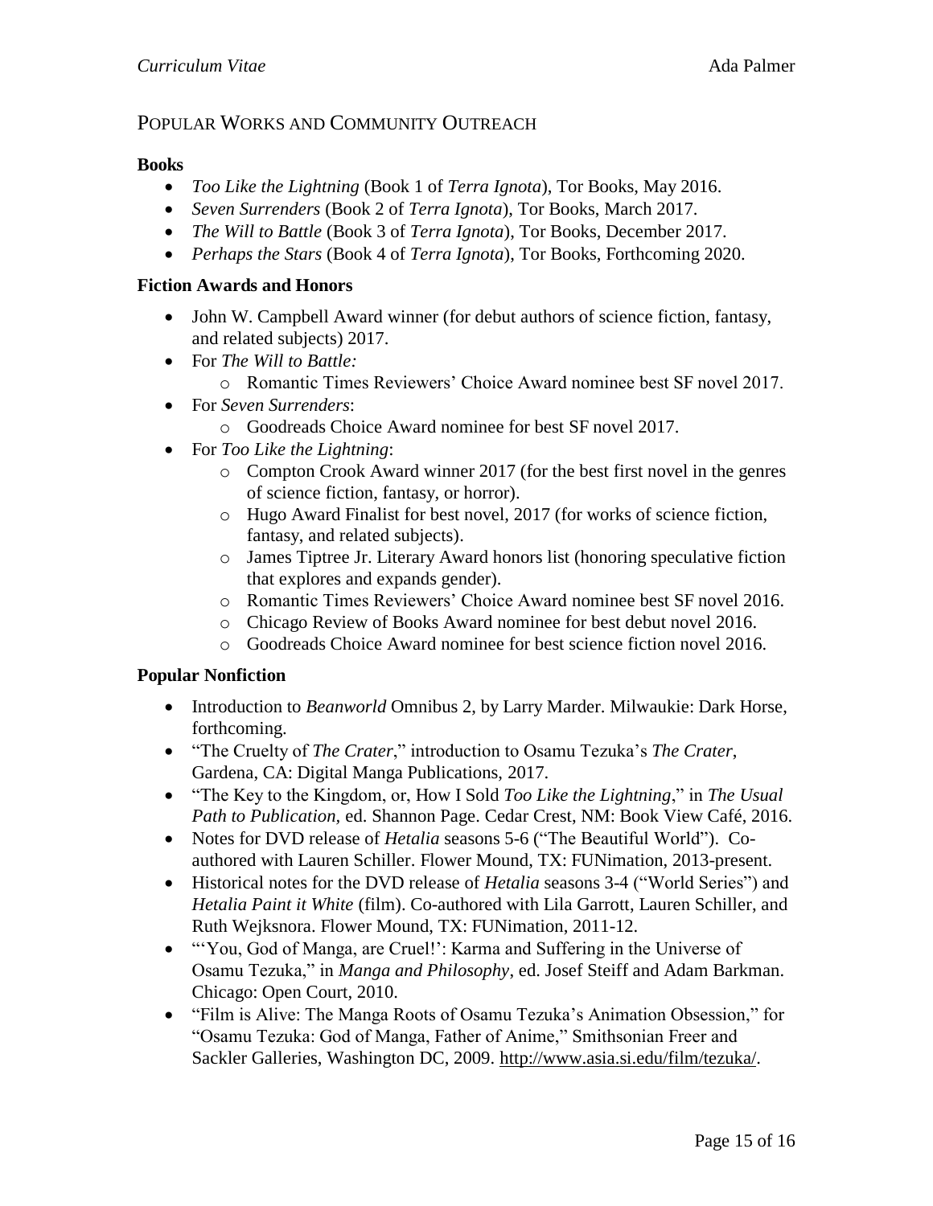## Popular Works and Community Outreach

**Books**

- *Too Like the Lightning* (Book 1 of *Terra Ignota*), Tor Books, May 2016.
- *Seven Surrenders* (Book 2 of *Terra Ignota*), Tor Books, March 2017.
- *The Will to Battle* (Book 3 of *Terra Ignota*), Tor Books, December 2017.
- *Perhaps the Stars* (Book 4 of *Terra Ignota*), Tor Books, Forthcoming 2020.

**Fiction Awards and Honors**

- John W. Campbell Award winner (for debut authors of science fiction, fantasy, and related subjects) 2017.
- For *The Will to Battle:*
  - Romantic Times Reviewers' Choice Award nominee best SF novel 2017.
- For *Seven Surrenders*:
  - Goodreads Choice Award nominee for best SF novel 2017.
- For *Too Like the Lightning*:
  - Compton Crook Award winner 2017 (for the best first novel in the genres of science fiction, fantasy, or horror).
  - Hugo Award Finalist for best novel, 2017 (for works of science fiction, fantasy, and related subjects).
  - James Tiptree Jr. Literary Award honors list (honoring speculative fiction that explores and expands gender).
  - Romantic Times Reviewers' Choice Award nominee best SF novel 2016.
  - Chicago Review of Books Award nominee for best debut novel 2016.
  - Goodreads Choice Award nominee for best science fiction novel 2016.

**Popular Nonfiction**

- Introduction to *Beanworld* Omnibus 2, by Larry Marder. Milwaukie: Dark Horse, forthcoming.
- "The Cruelty of *The Crater*," introduction to Osamu Tezuka's *The Crater*, Gardena, CA: Digital Manga Publications, 2017.
- "The Key to the Kingdom, or, How I Sold *Too Like the Lightning*," in *The Usual Path to Publication,* ed. Shannon Page. Cedar Crest, NM: Book View Café, 2016.
- Notes for DVD release of *Hetalia* seasons 5-6 ("The Beautiful World"). Co-authored with Lauren Schiller. Flower Mound, TX: FUNimation, 2013-present.
- Historical notes for the DVD release of *Hetalia* seasons 3-4 ("World Series") and *Hetalia Paint it White* (film). Co-authored with Lila Garrott, Lauren Schiller, and Ruth Wejksnora. Flower Mound, TX: FUNimation, 2011-12.
- "'You, God of Manga, are Cruel!': Karma and Suffering in the Universe of Osamu Tezuka," in *Manga and Philosophy*, ed. Josef Steiff and Adam Barkman. Chicago: Open Court, 2010.
- "Film is Alive: The Manga Roots of Osamu Tezuka's Animation Obsession," for "Osamu Tezuka: God of Manga, Father of Anime," Smithsonian Freer and Sackler Galleries, Washington DC, 2009. http://www.asia.si.edu/film/tezuka/.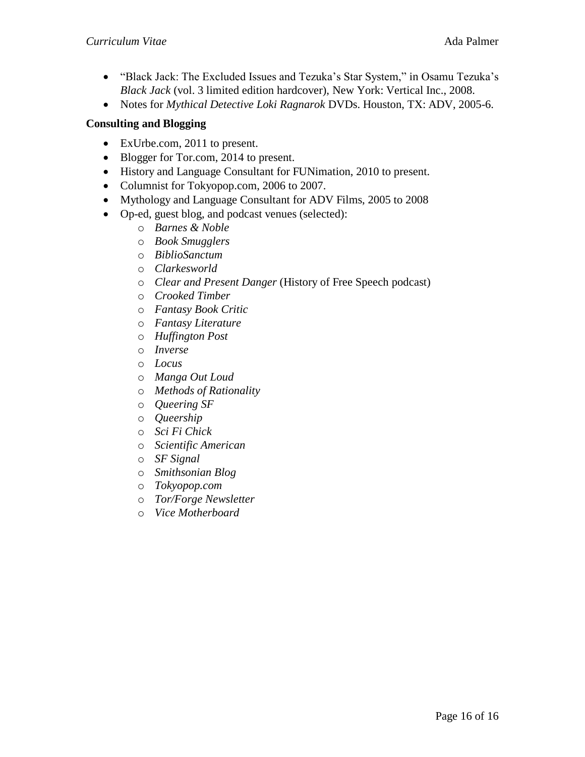- "Black Jack: The Excluded Issues and Tezuka's Star System," in Osamu Tezuka's *Black Jack* (vol. 3 limited edition hardcover), New York: Vertical Inc., 2008.
- Notes for *Mythical Detective Loki Ragnarok* DVDs. Houston, TX: ADV, 2005-6.

**Consulting and Blogging**

- ExUrbe.com, 2011 to present.
- Blogger for Tor.com, 2014 to present.
- History and Language Consultant for FUNimation, 2010 to present.
- Columnist for Tokyopop.com, 2006 to 2007.
- Mythology and Language Consultant for ADV Films, 2005 to 2008
- Op-ed, guest blog, and podcast venues (selected):
  - *Barnes & Noble*
  - *Book Smugglers*
  - *BiblioSanctum*
  - *Clarkesworld*
  - *Clear and Present Danger* (History of Free Speech podcast)
  - *Crooked Timber*
  - *Fantasy Book Critic*
  - *Fantasy Literature*
  - *Huffington Post*
  - *Inverse*
  - *Locus*
  - *Manga Out Loud*
  - *Methods of Rationality*
  - *Queering SF*
  - *Queership*
  - *Sci Fi Chick*
  - *Scientific American*
  - *SF Signal*
  - *Smithsonian Blog*
  - *Tokyopop.com*
  - *Tor/Forge Newsletter*
  - *Vice Motherboard*